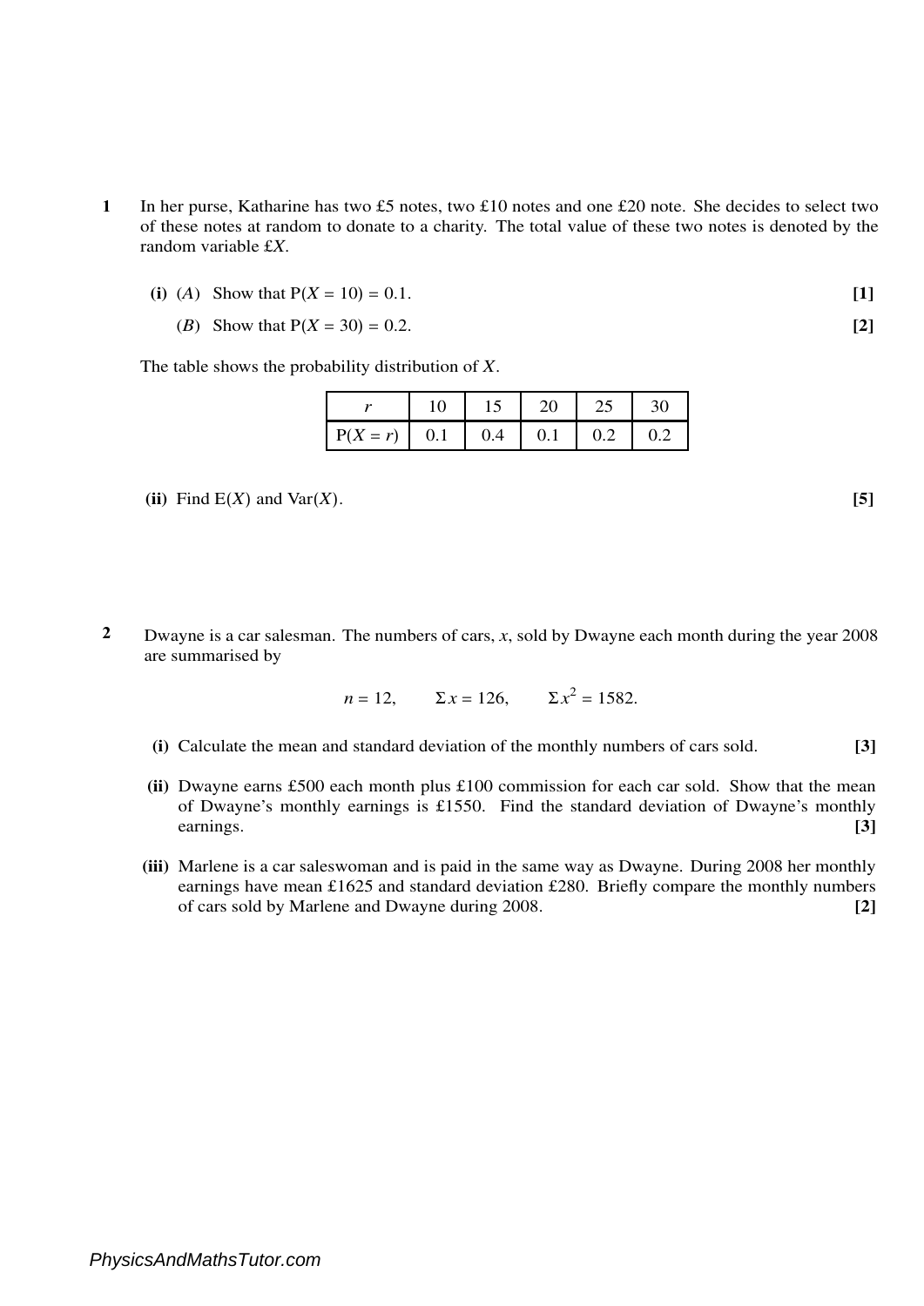**1** In her purse, Katharine has two £5 notes, two £10 notes and one £20 note. She decides to select two of these notes at random to donate to a charity. The total value of these two notes is denoted by the random variable £$X$.

**(i)** ($A$) Show that $P(X = 10) = 0.1$. **[1]**

($B$) Show that $P(X = 30) = 0.2$. **[2]**

The table shows the probability distribution of $X$.

| $r$ | 10 | 15 | 20 | 25 | 30 |
|---|---|---|---|---|---|
| $P(X = r)$ | 0.1 | 0.4 | 0.1 | 0.2 | 0.2 |

**(ii)** Find $E(X)$ and $Var(X)$. **[5]**

**2** Dwayne is a car salesman. The numbers of cars, $x$, sold by Dwayne each month during the year 2008 are summarised by

$$n = 12, \qquad \Sigma x = 126, \qquad \Sigma x^2 = 1582.$$

**(i)** Calculate the mean and standard deviation of the monthly numbers of cars sold. **[3]**

**(ii)** Dwayne earns £500 each month plus £100 commission for each car sold. Show that the mean of Dwayne's monthly earnings is £1550. Find the standard deviation of Dwayne's monthly earnings. **[3]**

**(iii)** Marlene is a car saleswoman and is paid in the same way as Dwayne. During 2008 her monthly earnings have mean £1625 and standard deviation £280. Briefly compare the monthly numbers of cars sold by Marlene and Dwayne during 2008. **[2]**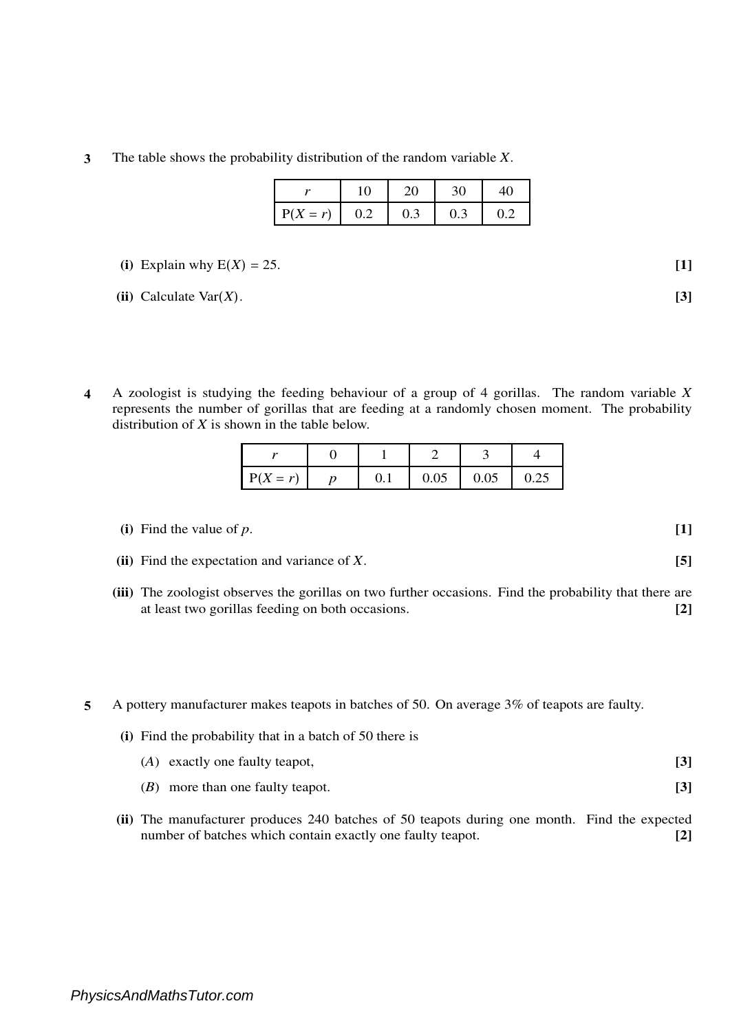**3** The table shows the probability distribution of the random variable $X$.

| $r$ | 10 | 20 | 30 | 40 |
|---|---|---|---|---|
| $P(X = r)$ | 0.2 | 0.3 | 0.3 | 0.2 |

**(i)** Explain why $E(X) = 25$. **[1]**

**(ii)** Calculate $Var(X)$. **[3]**

**4** A zoologist is studying the feeding behaviour of a group of 4 gorillas. The random variable $X$ represents the number of gorillas that are feeding at a randomly chosen moment. The probability distribution of $X$ is shown in the table below.

| $r$ | 0 | 1 | 2 | 3 | 4 |
|---|---|---|---|---|---|
| $P(X = r)$ | $p$ | 0.1 | 0.05 | 0.05 | 0.25 |

**(i)** Find the value of $p$. **[1]**

**(ii)** Find the expectation and variance of $X$. **[5]**

**(iii)** The zoologist observes the gorillas on two further occasions. Find the probability that there are at least two gorillas feeding on both occasions. **[2]**

**5** A pottery manufacturer makes teapots in batches of 50. On average 3% of teapots are faulty.

**(i)** Find the probability that in a batch of 50 there is

($A$) exactly one faulty teapot, **[3]**

($B$) more than one faulty teapot. **[3]**

**(ii)** The manufacturer produces 240 batches of 50 teapots during one month. Find the expected number of batches which contain exactly one faulty teapot. **[2]**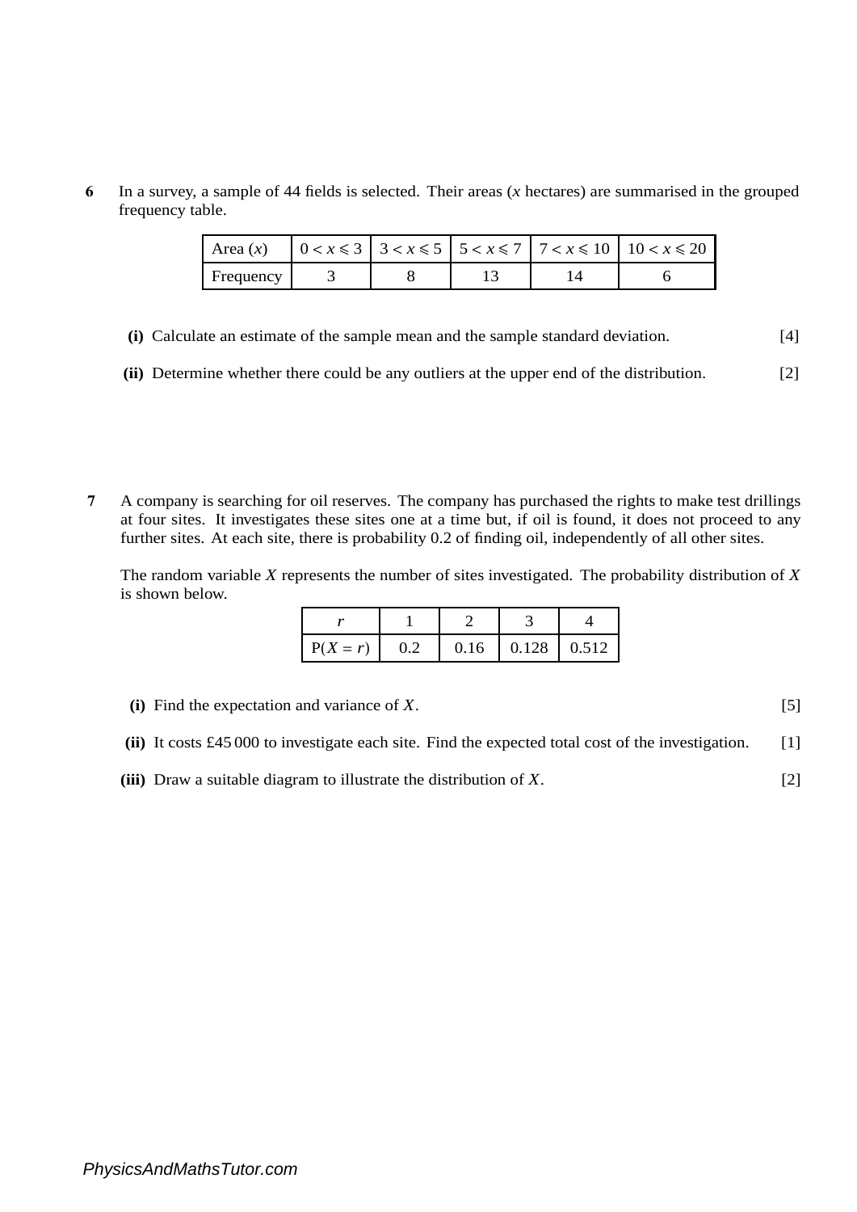**6** In a survey, a sample of 44 fields is selected. Their areas ($x$ hectares) are summarised in the grouped frequency table.

| Area ($x$) | $0 < x \leqslant 3$ | $3 < x \leqslant 5$ | $5 < x \leqslant 7$ | $7 < x \leqslant 10$ | $10 < x \leqslant 20$ |
|---|---|---|---|---|---|
| Frequency | 3 | 8 | 13 | 14 | 6 |

**(i)** Calculate an estimate of the sample mean and the sample standard deviation. [4]

**(ii)** Determine whether there could be any outliers at the upper end of the distribution. [2]

**7** A company is searching for oil reserves. The company has purchased the rights to make test drillings at four sites. It investigates these sites one at a time but, if oil is found, it does not proceed to any further sites. At each site, there is probability 0.2 of finding oil, independently of all other sites.

The random variable $X$ represents the number of sites investigated. The probability distribution of $X$ is shown below.

| $r$ | 1 | 2 | 3 | 4 |
|---|---|---|---|---|
| $\mathrm{P}(X = r)$ | 0.2 | 0.16 | 0.128 | 0.512 |

**(i)** Find the expectation and variance of $X$. [5]

**(ii)** It costs £45 000 to investigate each site. Find the expected total cost of the investigation. [1]

**(iii)** Draw a suitable diagram to illustrate the distribution of $X$. [2]